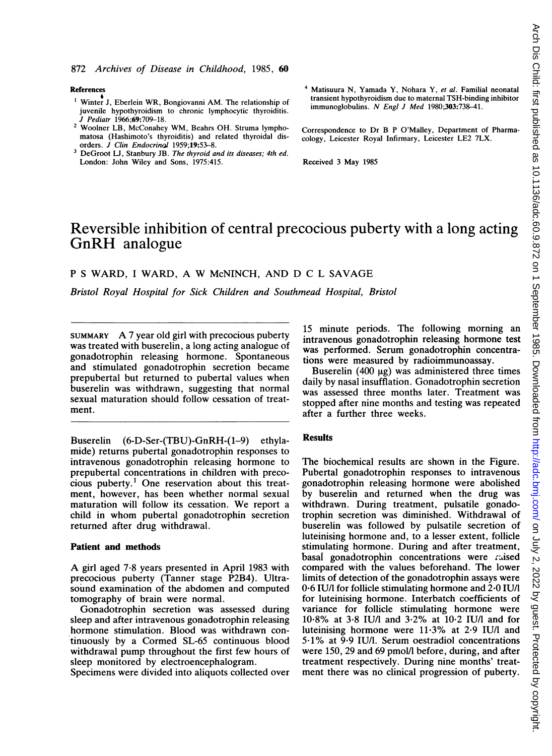**References**

1. Winter J, Eberlein WR, Bongiovanni AM. The relationship of juvenile hypothyroidism to chronic lymphocytic thyroiditis. *J Pediatr* 1966;**69**:709–18.
2. Woolner LB, McConahey WM, Beahrs OH. Struma lymphomatosa (Hashimoto's thyroiditis) and related thyroidal disorders. *J Clin Endocrinol* 1959;**19**:53–8.
3. DeGroot LJ, Stanbury JB. *The thyroid and its diseases; 4th ed.* London: John Wiley and Sons, 1975:415.
4. Matisuura N, Yamada Y, Nohara Y, *et al.* Familial neonatal transient hypothyroidism due to maternal TSH-binding inhibitor immunoglobulins. *N Engl J Med* 1980;**303**:738–41.

Correspondence to Dr B P O'Malley, Department of Pharmacology, Leicester Royal Infirmary, Leicester LE2 7LX.

Received 3 May 1985

# Reversible inhibition of central precocious puberty with a long acting GnRH analogue

P S WARD, I WARD, A W McNINCH, AND D C L SAVAGE

*Bristol Royal Hospital for Sick Children and Southmead Hospital, Bristol*

SUMMARY A 7 year old girl with precocious puberty was treated with buserelin, a long acting analogue of gonadotrophin releasing hormone. Spontaneous and stimulated gonadotrophin secretion became prepubertal but returned to pubertal values when buserelin was withdrawn, suggesting that normal sexual maturation should follow cessation of treatment.

Buserelin (6-D-Ser-(TBU)-GnRH-(1–9) ethylamide) returns pubertal gonadotrophin responses to intravenous gonadotrophin releasing hormone to prepubertal concentrations in children with precocious puberty.[1] One reservation about this treatment, however, has been whether normal sexual maturation will follow its cessation. We report a child in whom pubertal gonadotrophin secretion returned after drug withdrawal.

## Patient and methods

A girl aged 7·8 years presented in April 1983 with precocious puberty (Tanner stage P2B4). Ultrasound examination of the abdomen and computed tomography of brain were normal.

Gonadotrophin secretion was assessed during sleep and after intravenous gonadotrophin releasing hormone stimulation. Blood was withdrawn continuously by a Cormed SL-65 continuous blood withdrawal pump throughout the first few hours of sleep monitored by electroencephalogram.

Specimens were divided into aliquots collected over 15 minute periods. The following morning an intravenous gonadotrophin releasing hormone test was performed. Serum gonadotrophin concentrations were measured by radioimmunoassay.

Buserelin (400 μg) was administered three times daily by nasal insufflation. Gonadotrophin secretion was assessed three months later. Treatment was stopped after nine months and testing was repeated after a further three weeks.

## Results

The biochemical results are shown in the Figure. Pubertal gonadotrophin responses to intravenous gonadotrophin releasing hormone were abolished by buserelin and returned when the drug was withdrawn. During treatment, pulsatile gonadotrophin secretion was diminished. Withdrawal of buserelin was followed by pulsatile secretion of luteinising hormone and, to a lesser extent, follicle stimulating hormone. During and after treatment, basal gonadotrophin concentrations were raised compared with the values beforehand. The lower limits of detection of the gonadotrophin assays were 0·6 IU/l for follicle stimulating hormone and 2·0 IU/l for luteinising hormone. Interbatch coefficients of variance for follicle stimulating hormone were 10·8% at 3·8 IU/l and 3·2% at 10·2 IU/l and for luteinising hormone were 11·3% at 2·9 IU/l and 5·1% at 9·9 IU/l. Serum oestradiol concentrations were 150, 29 and 69 pmol/l before, during, and after treatment respectively. During nine months' treatment there was no clinical progression of puberty.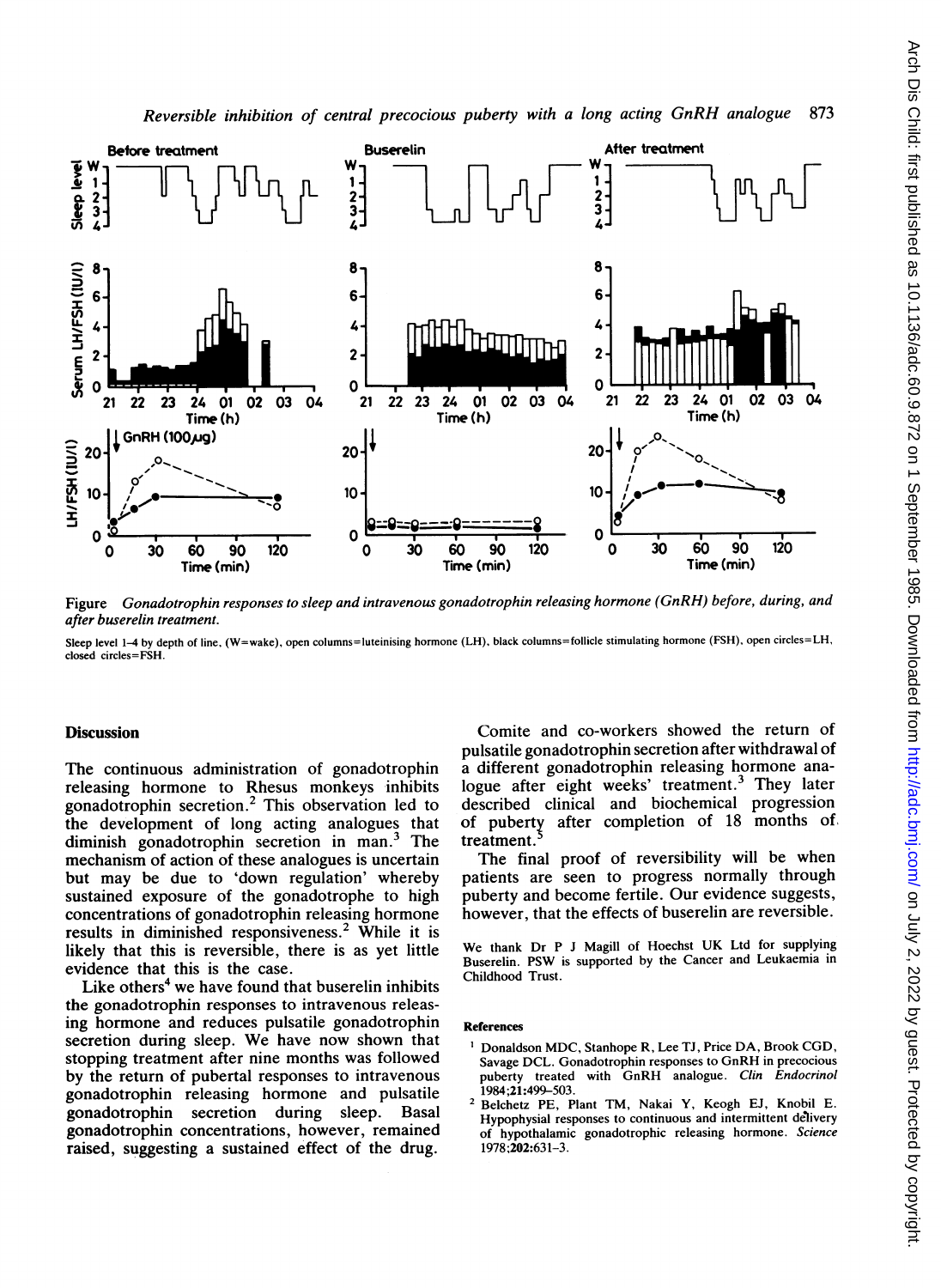Figure *Gonadotrophin responses to sleep and intravenous gonadotrophin releasing hormone (GnRH) before, during, and after buserelin treatment.*

Sleep level 1–4 by depth of line, (W=wake), open columns=luteinising hormone (LH), black columns=follicle stimulating hormone (FSH), open circles=LH, closed circles=FSH.

## Discussion

The continuous administration of gonadotrophin releasing hormone to Rhesus monkeys inhibits gonadotrophin secretion.[2] This observation led to the development of long acting analogues that diminish gonadotrophin secretion in man.[3] The mechanism of action of these analogues is uncertain but may be due to 'down regulation' whereby sustained exposure of the gonadotrophe to high concentrations of gonadotrophin releasing hormone results in diminished responsiveness.[2] While it is likely that this is reversible, there is as yet little evidence that this is the case.

Like others[4] we have found that buserelin inhibits the gonadotrophin responses to intravenous releasing hormone and reduces pulsatile gonadotrophin secretion during sleep. We have now shown that stopping treatment after nine months was followed by the return of pubertal responses to intravenous gonadotrophin releasing hormone and pulsatile gonadotrophin secretion during sleep. Basal gonadotrophin concentrations, however, remained raised, suggesting a sustained effect of the drug.

Comite and co-workers showed the return of pulsatile gonadotrophin secretion after withdrawal of a different gonadotrophin releasing hormone analogue after eight weeks' treatment.[3] They later described clinical and biochemical progression of puberty after completion of 18 months of treatment.[5]

The final proof of reversibility will be when patients are seen to progress normally through puberty and become fertile. Our evidence suggests, however, that the effects of buserelin are reversible.

We thank Dr P J Magill of Hoechst UK Ltd for supplying Buserelin. PSW is supported by the Cancer and Leukaemia in Childhood Trust.

### References

1. Donaldson MDC, Stanhope R, Lee TJ, Price DA, Brook CGD, Savage DCL. Gonadotrophin responses to GnRH in precocious puberty treated with GnRH analogue. *Clin Endocrinol* 1984;**21**:499–503.
2. Belchetz PE, Plant TM, Nakai Y, Keogh EJ, Knobil E. Hypophysial responses to continuous and intermittent delivery of hypothalamic gonadotrophic releasing hormone. *Science* 1978;**202**:631–3.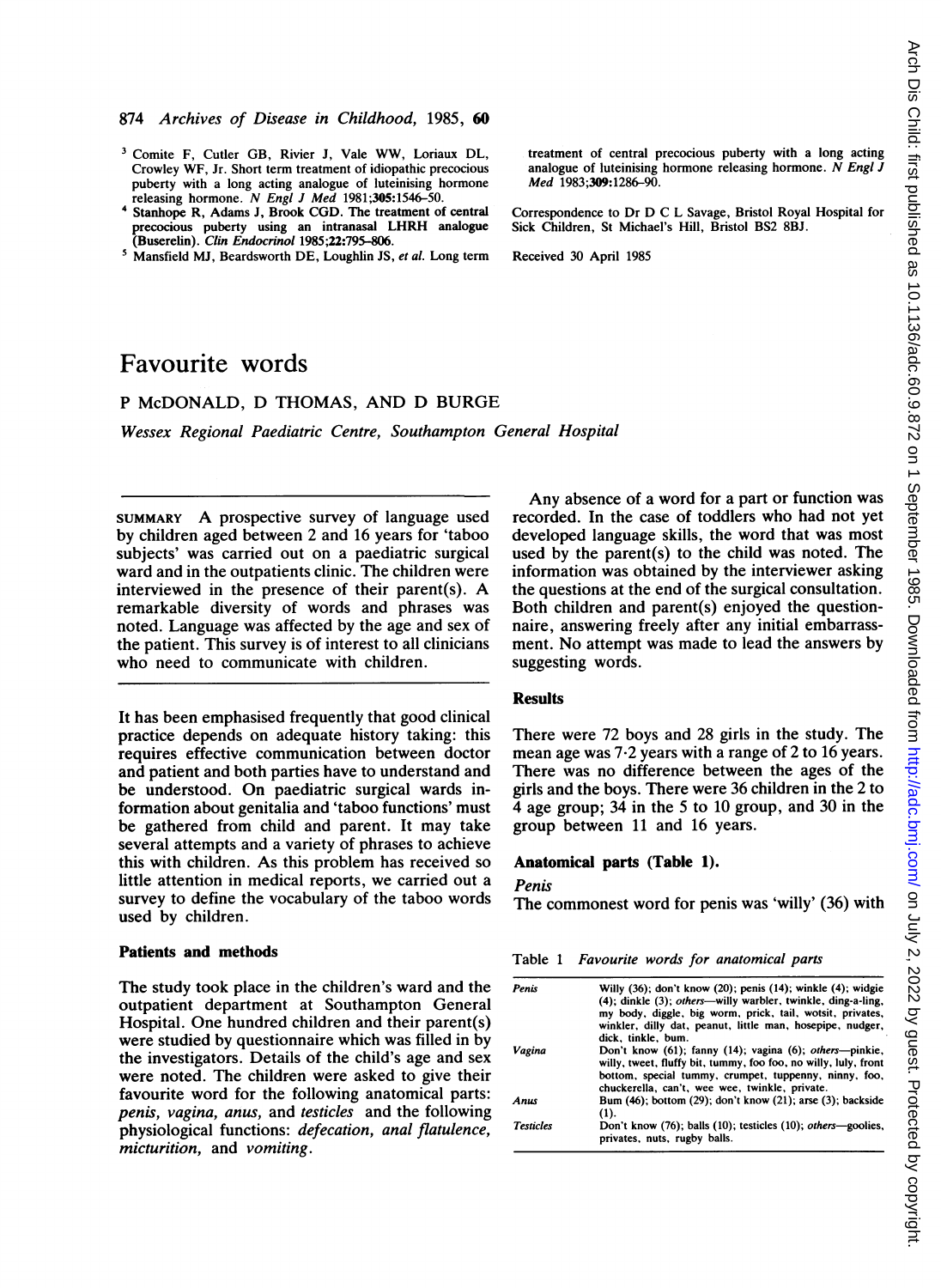³ Comite F, Cutler GB, Rivier J, Vale WW, Loriaux DL, Crowley WF, Jr. Short term treatment of idiopathic precocious puberty with a long acting analogue of luteinising hormone releasing hormone. *N Engl J Med* 1981;**305**:1546–50.

⁴ Stanhope R, Adams J, Brook CGD. The treatment of central precocious puberty using an intranasal LHRH analogue (Buserelin). *Clin Endocrinol* 1985;**22**:795–806.

⁵ Mansfield MJ, Beardsworth DE, Loughlin JS, *et al.* Long term treatment of central precocious puberty with a long acting analogue of luteinising hormone releasing hormone. *N Engl J Med* 1983;**309**:1286–90.

Correspondence to Dr D C L Savage, Bristol Royal Hospital for Sick Children, St Michael's Hill, Bristol BS2 8BJ.

Received 30 April 1985

# Favourite words

P McDONALD, D THOMAS, AND D BURGE

*Wessex Regional Paediatric Centre, Southampton General Hospital*

SUMMARY A prospective survey of language used by children aged between 2 and 16 years for 'taboo subjects' was carried out on a paediatric surgical ward and in the outpatients clinic. The children were interviewed in the presence of their parent(s). A remarkable diversity of words and phrases was noted. Language was affected by the age and sex of the patient. This survey is of interest to all clinicians who need to communicate with children.

It has been emphasised frequently that good clinical practice depends on adequate history taking: this requires effective communication between doctor and patient and both parties have to understand and be understood. On paediatric surgical wards information about genitalia and 'taboo functions' must be gathered from child and parent. It may take several attempts and a variety of phrases to achieve this with children. As this problem has received so little attention in medical reports, we carried out a survey to define the vocabulary of the taboo words used by children.

## Patients and methods

The study took place in the children's ward and the outpatient department at Southampton General Hospital. One hundred children and their parent(s) were studied by questionnaire which was filled in by the investigators. Details of the child's age and sex were noted. The children were asked to give their favourite word for the following anatomical parts: *penis, vagina, anus,* and *testicles* and the following physiological functions: *defecation, anal flatulence, micturition,* and *vomiting*.

Any absence of a word for a part or function was recorded. In the case of toddlers who had not yet developed language skills, the word that was most used by the parent(s) to the child was noted. The information was obtained by the interviewer asking the questions at the end of the surgical consultation. Both children and parent(s) enjoyed the questionnaire, answering freely after any initial embarrassment. No attempt was made to lead the answers by suggesting words.

## Results

There were 72 boys and 28 girls in the study. The mean age was 7·2 years with a range of 2 to 16 years. There was no difference between the ages of the girls and the boys. There were 36 children in the 2 to 4 age group; 34 in the 5 to 10 group, and 30 in the group between 11 and 16 years.

### Anatomical parts (Table 1).

*Penis*

The commonest word for penis was 'willy' (36) with

Table 1 *Favourite words for anatomical parts*

| | |
|---|---|
| *Penis* | Willy (36); don't know (20); penis (14); winkle (4); widgie (4); dinkle (3); *others*—willy warbler, twinkle, ding-a-ling, my body, diggle, big worm, prick, tail, wotsit, privates, winkler, dilly dat, peanut, little man, hosepipe, nudger, dick, tinkle, bum. |
| *Vagina* | Don't know (61); fanny (14); vagina (6); *others*—pinkie, willy, tweet, fluffy bit, tummy, foo foo, no willy, luly, front bottom, special tummy, crumpet, tuppenny, ninny, foo, chuckerella, can't, wee wee, twinkle, private. |
| *Anus* | Bum (46); bottom (29); don't know (21); arse (3); backside (1). |
| *Testicles* | Don't know (76); balls (10); testicles (10); *others*—goolies, privates, nuts, rugby balls. |